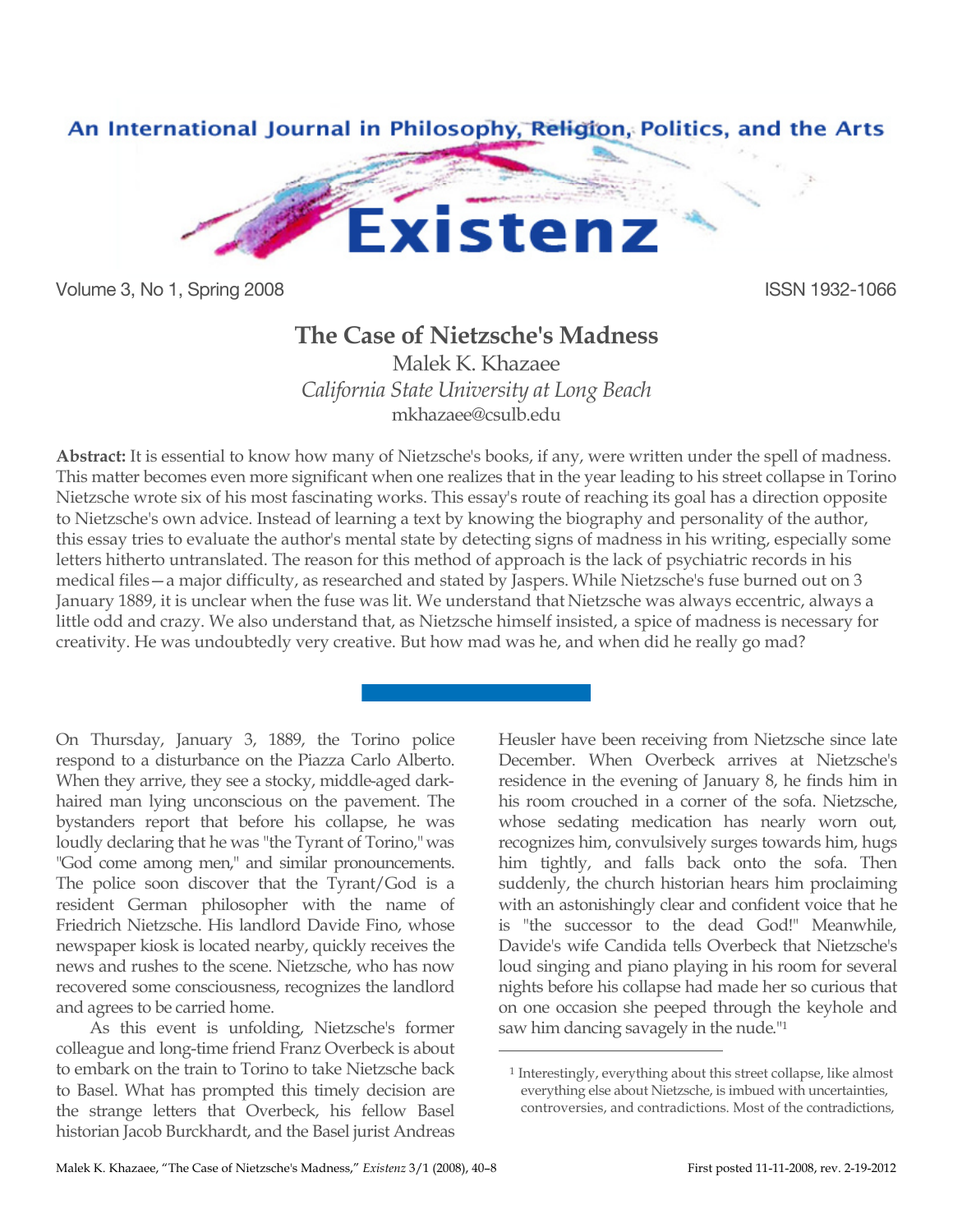# The Case of Nietzsche's Madness

Malek K. Khazaee
*California State University at Long Beach*
mkhazaee@csulb.edu

**Abstract:** It is essential to know how many of Nietzsche's books, if any, were written under the spell of madness. This matter becomes even more significant when one realizes that in the year leading to his street collapse in Torino Nietzsche wrote six of his most fascinating works. This essay's route of reaching its goal has a direction opposite to Nietzsche's own advice. Instead of learning a text by knowing the biography and personality of the author, this essay tries to evaluate the author's mental state by detecting signs of madness in his writing, especially some letters hitherto untranslated. The reason for this method of approach is the lack of psychiatric records in his medical files—a major difficulty, as researched and stated by Jaspers. While Nietzsche's fuse burned out on 3 January 1889, it is unclear when the fuse was lit. We understand that Nietzsche was always eccentric, always a little odd and crazy. We also understand that, as Nietzsche himself insisted, a spice of madness is necessary for creativity. He was undoubtedly very creative. But how mad was he, and when did he really go mad?

---

On Thursday, January 3, 1889, the Torino police respond to a disturbance on the Piazza Carlo Alberto. When they arrive, they see a stocky, middle-aged dark-haired man lying unconscious on the pavement. The bystanders report that before his collapse, he was loudly declaring that he was "the Tyrant of Torino," was "God come among men," and similar pronouncements. The police soon discover that the Tyrant/God is a resident German philosopher with the name of Friedrich Nietzsche. His landlord Davide Fino, whose newspaper kiosk is located nearby, quickly receives the news and rushes to the scene. Nietzsche, who has now recovered some consciousness, recognizes the landlord and agrees to be carried home.

As this event is unfolding, Nietzsche's former colleague and long-time friend Franz Overbeck is about to embark on the train to Torino to take Nietzsche back to Basel. What has prompted this timely decision are the strange letters that Overbeck, his fellow Basel historian Jacob Burckhardt, and the Basel jurist Andreas Heusler have been receiving from Nietzsche since late December. When Overbeck arrives at Nietzsche's residence in the evening of January 8, he finds him in his room crouched in a corner of the sofa. Nietzsche, whose sedating medication has nearly worn out, recognizes him, convulsively surges towards him, hugs him tightly, and falls back onto the sofa. Then suddenly, the church historian hears him proclaiming with an astonishingly clear and confident voice that he is "the successor to the dead God!" Meanwhile, Davide's wife Candida tells Overbeck that Nietzsche's loud singing and piano playing in his room for several nights before his collapse had made her so curious that on one occasion she peeped through the keyhole and saw him dancing savagely in the nude."[1]

[1] Interestingly, everything about this street collapse, like almost everything else about Nietzsche, is imbued with uncertainties, controversies, and contradictions. Most of the contradictions,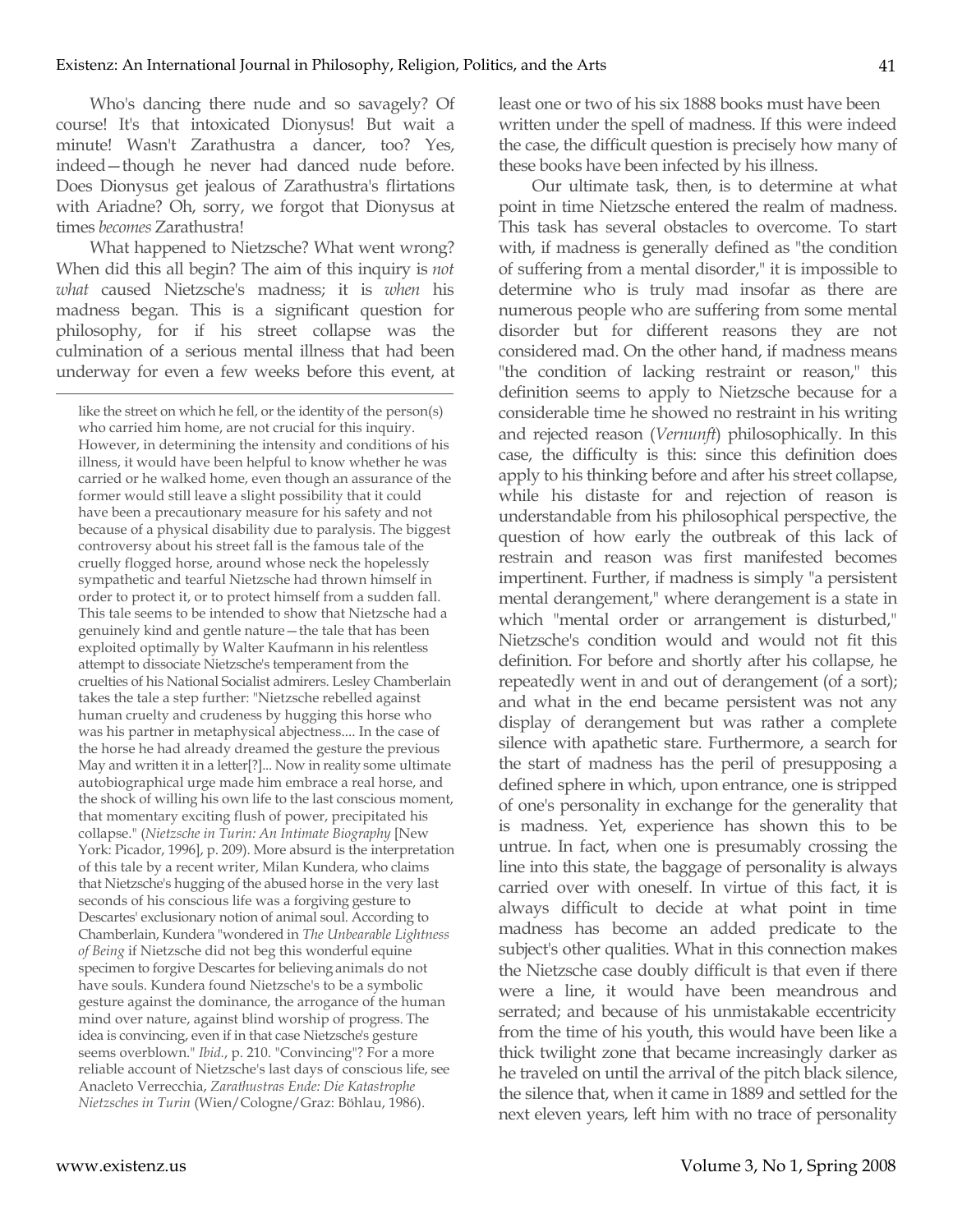Who's dancing there nude and so savagely? Of course! It's that intoxicated Dionysus! But wait a minute! Wasn't Zarathustra a dancer, too? Yes, indeed—though he never had danced nude before. Does Dionysus get jealous of Zarathustra's flirtations with Ariadne? Oh, sorry, we forgot that Dionysus at times *becomes* Zarathustra!

What happened to Nietzsche? What went wrong? When did this all begin? The aim of this inquiry is *not what* caused Nietzsche's madness; it is *when* his madness began. This is a significant question for philosophy, for if his street collapse was the culmination of a serious mental illness that had been underway for even a few weeks before this event, at least one or two of his six 1888 books must have been written under the spell of madness. If this were indeed the case, the difficult question is precisely how many of these books have been infected by his illness.

Our ultimate task, then, is to determine at what point in time Nietzsche entered the realm of madness. This task has several obstacles to overcome. To start with, if madness is generally defined as "the condition of suffering from a mental disorder," it is impossible to determine who is truly mad insofar as there are numerous people who are suffering from some mental disorder but for different reasons they are not considered mad. On the other hand, if madness means "the condition of lacking restraint or reason," this definition seems to apply to Nietzsche because for a considerable time he showed no restraint in his writing and rejected reason (*Vernunft*) philosophically. In this case, the difficulty is this: since this definition does apply to his thinking before and after his street collapse, while his distaste for and rejection of reason is understandable from his philosophical perspective, the question of how early the outbreak of this lack of restrain and reason was first manifested becomes impertinent. Further, if madness is simply "a persistent mental derangement," where derangement is a state in which "mental order or arrangement is disturbed," Nietzsche's condition would and would not fit this definition. For before and shortly after his collapse, he repeatedly went in and out of derangement (of a sort); and what in the end became persistent was not any display of derangement but was rather a complete silence with apathetic stare. Furthermore, a search for the start of madness has the peril of presupposing a defined sphere in which, upon entrance, one is stripped of one's personality in exchange for the generality that is madness. Yet, experience has shown this to be untrue. In fact, when one is presumably crossing the line into this state, the baggage of personality is always carried over with oneself. In virtue of this fact, it is always difficult to decide at what point in time madness has become an added predicate to the subject's other qualities. What in this connection makes the Nietzsche case doubly difficult is that even if there were a line, it would have been meandrous and serrated; and because of his unmistakable eccentricity from the time of his youth, this would have been like a thick twilight zone that became increasingly darker as he traveled on until the arrival of the pitch black silence, the silence that, when it came in 1889 and settled for the next eleven years, left him with no trace of personality

---

like the street on which he fell, or the identity of the person(s) who carried him home, are not crucial for this inquiry. However, in determining the intensity and conditions of his illness, it would have been helpful to know whether he was carried or he walked home, even though an assurance of the former would still leave a slight possibility that it could have been a precautionary measure for his safety and not because of a physical disability due to paralysis. The biggest controversy about his street fall is the famous tale of the cruelly flogged horse, around whose neck the hopelessly sympathetic and tearful Nietzsche had thrown himself in order to protect it, or to protect himself from a sudden fall. This tale seems to be intended to show that Nietzsche had a genuinely kind and gentle nature—the tale that has been exploited optimally by Walter Kaufmann in his relentless attempt to dissociate Nietzsche's temperament from the cruelties of his National Socialist admirers. Lesley Chamberlain takes the tale a step further: "Nietzsche rebelled against human cruelty and crudeness by hugging this horse who was his partner in metaphysical abjectness.... In the case of the horse he had already dreamed the gesture the previous May and written it in a letter[?]... Now in reality some ultimate autobiographical urge made him embrace a real horse, and the shock of willing his own life to the last conscious moment, that momentary exciting flush of power, precipitated his collapse." (*Nietzsche in Turin: An Intimate Biography* [New York: Picador, 1996], p. 209). More absurd is the interpretation of this tale by a recent writer, Milan Kundera, who claims that Nietzsche's hugging of the abused horse in the very last seconds of his conscious life was a forgiving gesture to Descartes' exclusionary notion of animal soul. According to Chamberlain, Kundera "wondered in *The Unbearable Lightness of Being* if Nietzsche did not beg this wonderful equine specimen to forgive Descartes for believing animals do not have souls. Kundera found Nietzsche's to be a symbolic gesture against the dominance, the arrogance of the human mind over nature, against blind worship of progress. The idea is convincing, even if in that case Nietzsche's gesture seems overblown." *Ibid.*, p. 210. "Convincing"? For a more reliable account of Nietzsche's last days of conscious life, see Anacleto Verrecchia, *Zarathustras Ende: Die Katastrophe Nietzsches in Turin* (Wien/Cologne/Graz: Böhlau, 1986).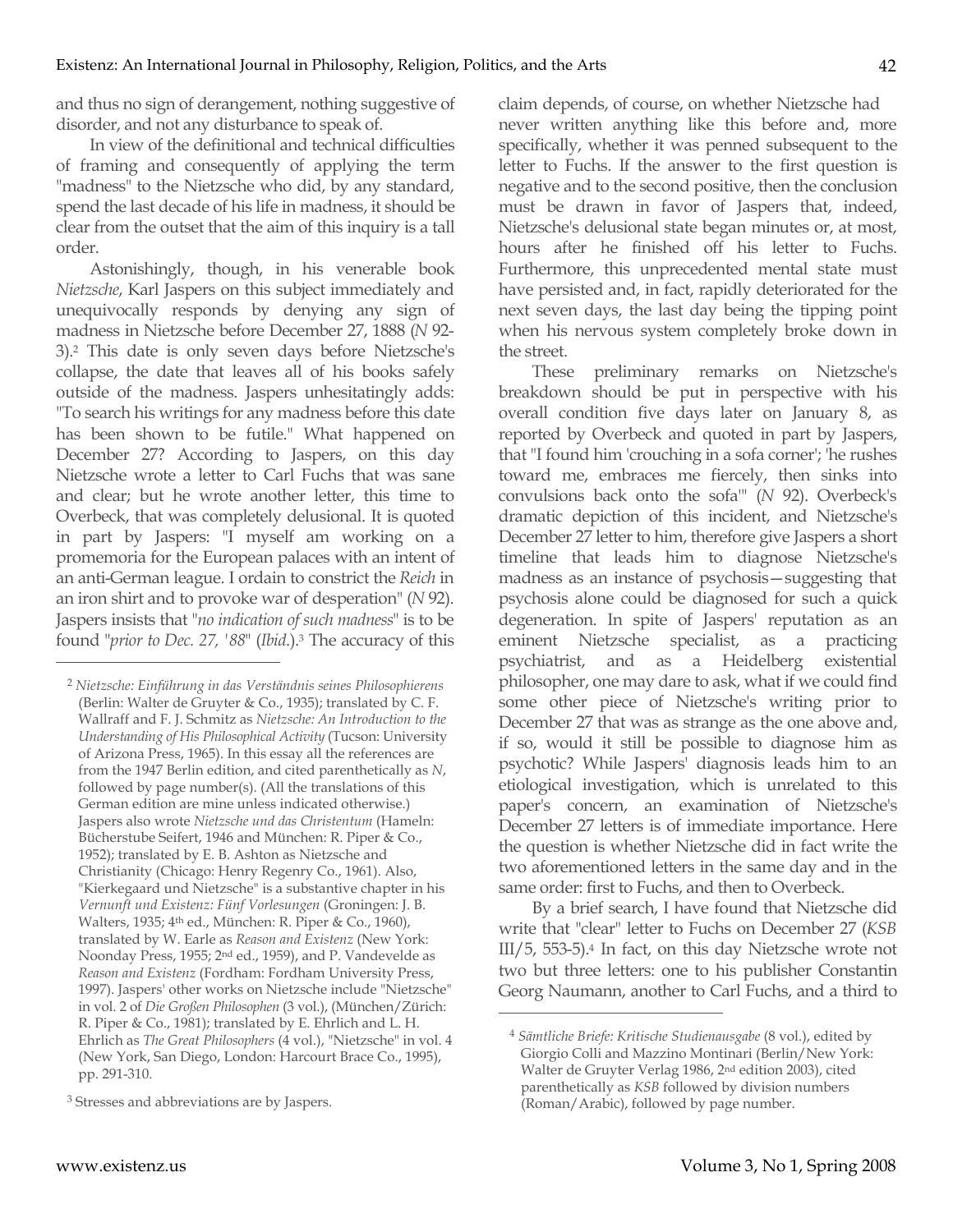and thus no sign of derangement, nothing suggestive of disorder, and not any disturbance to speak of.

In view of the definitional and technical difficulties of framing and consequently of applying the term "madness" to the Nietzsche who did, by any standard, spend the last decade of his life in madness, it should be clear from the outset that the aim of this inquiry is a tall order.

Astonishingly, though, in his venerable book *Nietzsche*, Karl Jaspers on this subject immediately and unequivocally responds by denying any sign of madness in Nietzsche before December 27, 1888 (*N* 92-3).[2] This date is only seven days before Nietzsche's collapse, the date that leaves all of his books safely outside of the madness. Jaspers unhesitatingly adds: "To search his writings for any madness before this date has been shown to be futile." What happened on December 27? According to Jaspers, on this day Nietzsche wrote a letter to Carl Fuchs that was sane and clear; but he wrote another letter, this time to Overbeck, that was completely delusional. It is quoted in part by Jaspers: "I myself am working on a promemoria for the European palaces with an intent of an anti-German league. I ordain to constrict the *Reich* in an iron shirt and to provoke war of desperation" (*N* 92). Jaspers insists that "*no indication of such madness*" is to be found "*prior to Dec. 27, '88*" (*Ibid.*).[3] The accuracy of this claim depends, of course, on whether Nietzsche had never written anything like this before and, more specifically, whether it was penned subsequent to the letter to Fuchs. If the answer to the first question is negative and to the second positive, then the conclusion must be drawn in favor of Jaspers that, indeed, Nietzsche's delusional state began minutes or, at most, hours after he finished off his letter to Fuchs. Furthermore, this unprecedented mental state must have persisted and, in fact, rapidly deteriorated for the next seven days, the last day being the tipping point when his nervous system completely broke down in the street.

These preliminary remarks on Nietzsche's breakdown should be put in perspective with his overall condition five days later on January 8, as reported by Overbeck and quoted in part by Jaspers, that "I found him 'crouching in a sofa corner'; 'he rushes toward me, embraces me fiercely, then sinks into convulsions back onto the sofa'" (*N* 92). Overbeck's dramatic depiction of this incident, and Nietzsche's December 27 letter to him, therefore give Jaspers a short timeline that leads him to diagnose Nietzsche's madness as an instance of psychosis—suggesting that psychosis alone could be diagnosed for such a quick degeneration. In spite of Jaspers' reputation as an eminent Nietzsche specialist, as a practicing psychiatrist, and as a Heidelberg existential philosopher, one may dare to ask, what if we could find some other piece of Nietzsche's writing prior to December 27 that was as strange as the one above and, if so, would it still be possible to diagnose him as psychotic? While Jaspers' diagnosis leads him to an etiological investigation, which is unrelated to this paper's concern, an examination of Nietzsche's December 27 letters is of immediate importance. Here the question is whether Nietzsche did in fact write the two aforementioned letters in the same day and in the same order: first to Fuchs, and then to Overbeck.

By a brief search, I have found that Nietzsche did write that "clear" letter to Fuchs on December 27 (*KSB* III/5, 553-5).[4] In fact, on this day Nietzsche wrote not two but three letters: one to his publisher Constantin Georg Naumann, another to Carl Fuchs, and a third to

---

[2] *Nietzsche: Einführung in das Verständnis seines Philosophierens* (Berlin: Walter de Gruyter & Co., 1935); translated by C. F. Wallraff and F. J. Schmitz as *Nietzsche: An Introduction to the Understanding of His Philosophical Activity* (Tucson: University of Arizona Press, 1965). In this essay all the references are from the 1947 Berlin edition, and cited parenthetically as *N*, followed by page number(s). (All the translations of this German edition are mine unless indicated otherwise.) Jaspers also wrote *Nietzsche und das Christentum* (Hameln: Bücherstube Seifert, 1946 and München: R. Piper & Co., 1952); translated by E. B. Ashton as Nietzsche and Christianity (Chicago: Henry Regenry Co., 1961). Also, "Kierkegaard und Nietzsche" is a substantive chapter in his *Vernunft und Existenz: Fünf Vorlesungen* (Groningen: J. B. Walters, 1935; 4th ed., München: R. Piper & Co., 1960), translated by W. Earle as *Reason and Existenz* (New York: Noonday Press, 1955; 2nd ed., 1959), and P. Vandevelde as *Reason and Existenz* (Fordham: Fordham University Press, 1997). Jaspers' other works on Nietzsche include "Nietzsche" in vol. 2 of *Die Großen Philosophen* (3 vol.), (München/Zürich: R. Piper & Co., 1981); translated by E. Ehrlich and L. H. Ehrlich as *The Great Philosophers* (4 vol.), "Nietzsche" in vol. 4 (New York, San Diego, London: Harcourt Brace Co., 1995), pp. 291-310.

[3] Stresses and abbreviations are by Jaspers.

[4] *Sämtliche Briefe: Kritische Studienausgabe* (8 vol.), edited by Giorgio Colli and Mazzino Montinari (Berlin/New York: Walter de Gruyter Verlag 1986, 2nd edition 2003), cited parenthetically as *KSB* followed by division numbers (Roman/Arabic), followed by page number.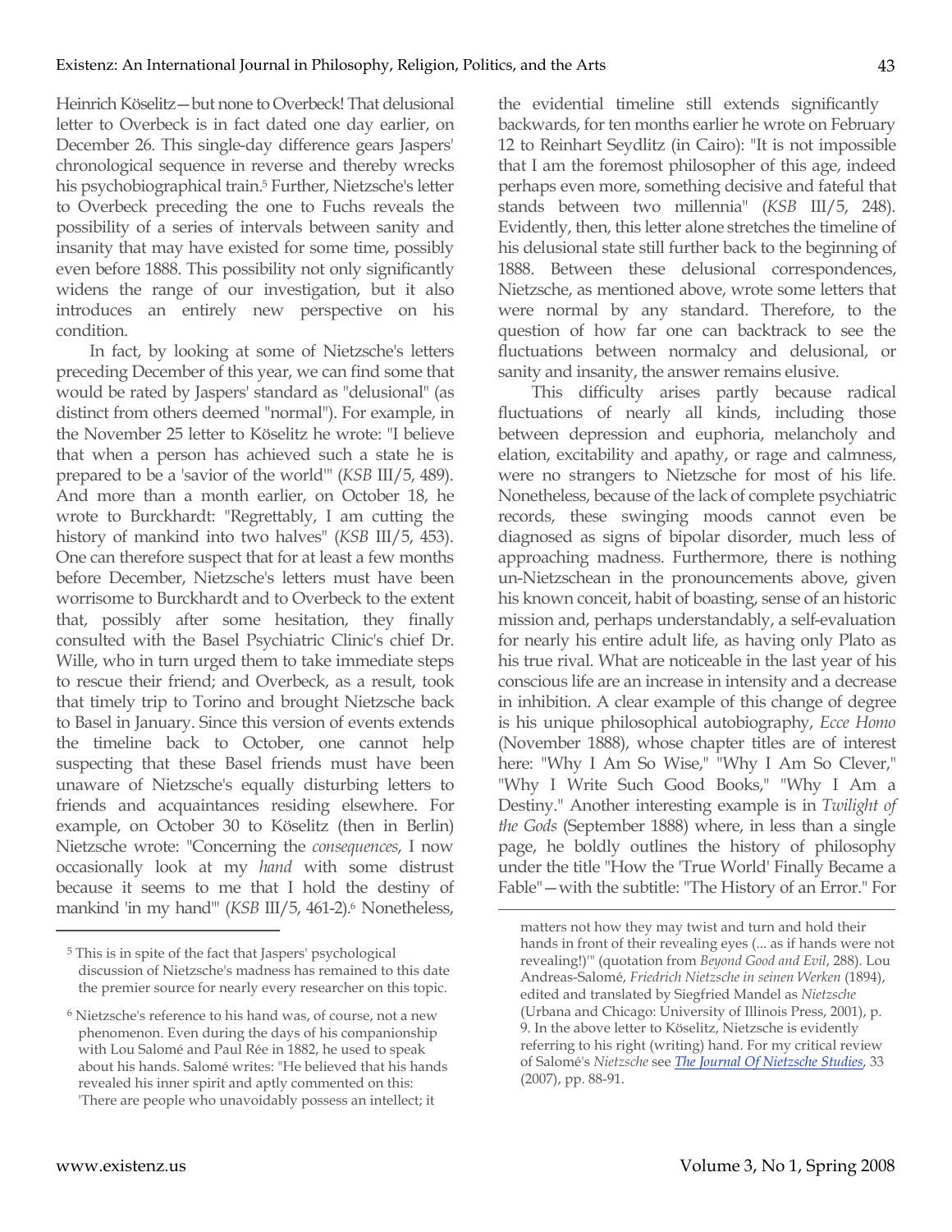Heinrich Köselitz—but none to Overbeck! That delusional letter to Overbeck is in fact dated one day earlier, on December 26. This single-day difference gears Jaspers' chronological sequence in reverse and thereby wrecks his psychobiographical train.[5] Further, Nietzsche's letter to Overbeck preceding the one to Fuchs reveals the possibility of a series of intervals between sanity and insanity that may have existed for some time, possibly even before 1888. This possibility not only significantly widens the range of our investigation, but it also introduces an entirely new perspective on his condition.

In fact, by looking at some of Nietzsche's letters preceding December of this year, we can find some that would be rated by Jaspers' standard as "delusional" (as distinct from others deemed "normal"). For example, in the November 25 letter to Köselitz he wrote: "I believe that when a person has achieved such a state he is prepared to be a 'savior of the world'" (*KSB* III/5, 489). And more than a month earlier, on October 18, he wrote to Burckhardt: "Regrettably, I am cutting the history of mankind into two halves" (*KSB* III/5, 453). One can therefore suspect that for at least a few months before December, Nietzsche's letters must have been worrisome to Burckhardt and to Overbeck to the extent that, possibly after some hesitation, they finally consulted with the Basel Psychiatric Clinic's chief Dr. Wille, who in turn urged them to take immediate steps to rescue their friend; and Overbeck, as a result, took that timely trip to Torino and brought Nietzsche back to Basel in January. Since this version of events extends the timeline back to October, one cannot help suspecting that these Basel friends must have been unaware of Nietzsche's equally disturbing letters to friends and acquaintances residing elsewhere. For example, on October 30 to Köselitz (then in Berlin) Nietzsche wrote: "Concerning the *consequences*, I now occasionally look at my *hand* with some distrust because it seems to me that I hold the destiny of mankind 'in my hand'" (*KSB* III/5, 461-2).[6] Nonetheless, the evidential timeline still extends significantly backwards, for ten months earlier he wrote on February 12 to Reinhart Seydlitz (in Cairo): "It is not impossible that I am the foremost philosopher of this age, indeed perhaps even more, something decisive and fateful that stands between two millennia" (*KSB* III/5, 248). Evidently, then, this letter alone stretches the timeline of his delusional state still further back to the beginning of 1888. Between these delusional correspondences, Nietzsche, as mentioned above, wrote some letters that were normal by any standard. Therefore, to the question of how far one can backtrack to see the fluctuations between normalcy and delusional, or sanity and insanity, the answer remains elusive.

This difficulty arises partly because radical fluctuations of nearly all kinds, including those between depression and euphoria, melancholy and elation, excitability and apathy, or rage and calmness, were no strangers to Nietzsche for most of his life. Nonetheless, because of the lack of complete psychiatric records, these swinging moods cannot even be diagnosed as signs of bipolar disorder, much less of approaching madness. Furthermore, there is nothing un-Nietzschean in the pronouncements above, given his known conceit, habit of boasting, sense of an historic mission and, perhaps understandably, a self-evaluation for nearly his entire adult life, as having only Plato as his true rival. What are noticeable in the last year of his conscious life are an increase in intensity and a decrease in inhibition. A clear example of this change of degree is his unique philosophical autobiography, *Ecce Homo* (November 1888), whose chapter titles are of interest here: "Why I Am So Wise," "Why I Am So Clever," "Why I Write Such Good Books," "Why I Am a Destiny." Another interesting example is in *Twilight of the Gods* (September 1888) where, in less than a single page, he boldly outlines the history of philosophy under the title "How the 'True World' Finally Became a Fable"—with the subtitle: "The History of an Error." For

---

[5] This is in spite of the fact that Jaspers' psychological discussion of Nietzsche's madness has remained to this date the premier source for nearly every researcher on this topic.

[6] Nietzsche's reference to his hand was, of course, not a new phenomenon. Even during the days of his companionship with Lou Salomé and Paul Rée in 1882, he used to speak about his hands. Salomé writes: "He believed that his hands revealed his inner spirit and aptly commented on this: 'There are people who unavoidably possess an intellect; it matters not how they may twist and turn and hold their hands in front of their revealing eyes (... as if hands were not revealing!)'" (quotation from *Beyond Good and Evil*, 288). Lou Andreas-Salomé, *Friedrich Nietzsche in seinen Werken* (1894), edited and translated by Siegfried Mandel as *Nietzsche* (Urbana and Chicago: University of Illinois Press, 2001), p. 9. In the above letter to Köselitz, Nietzsche is evidently referring to his right (writing) hand. For my critical review of Salomé's *Nietzsche* see *The Journal Of Nietzsche Studies*, 33 (2007), pp. 88-91.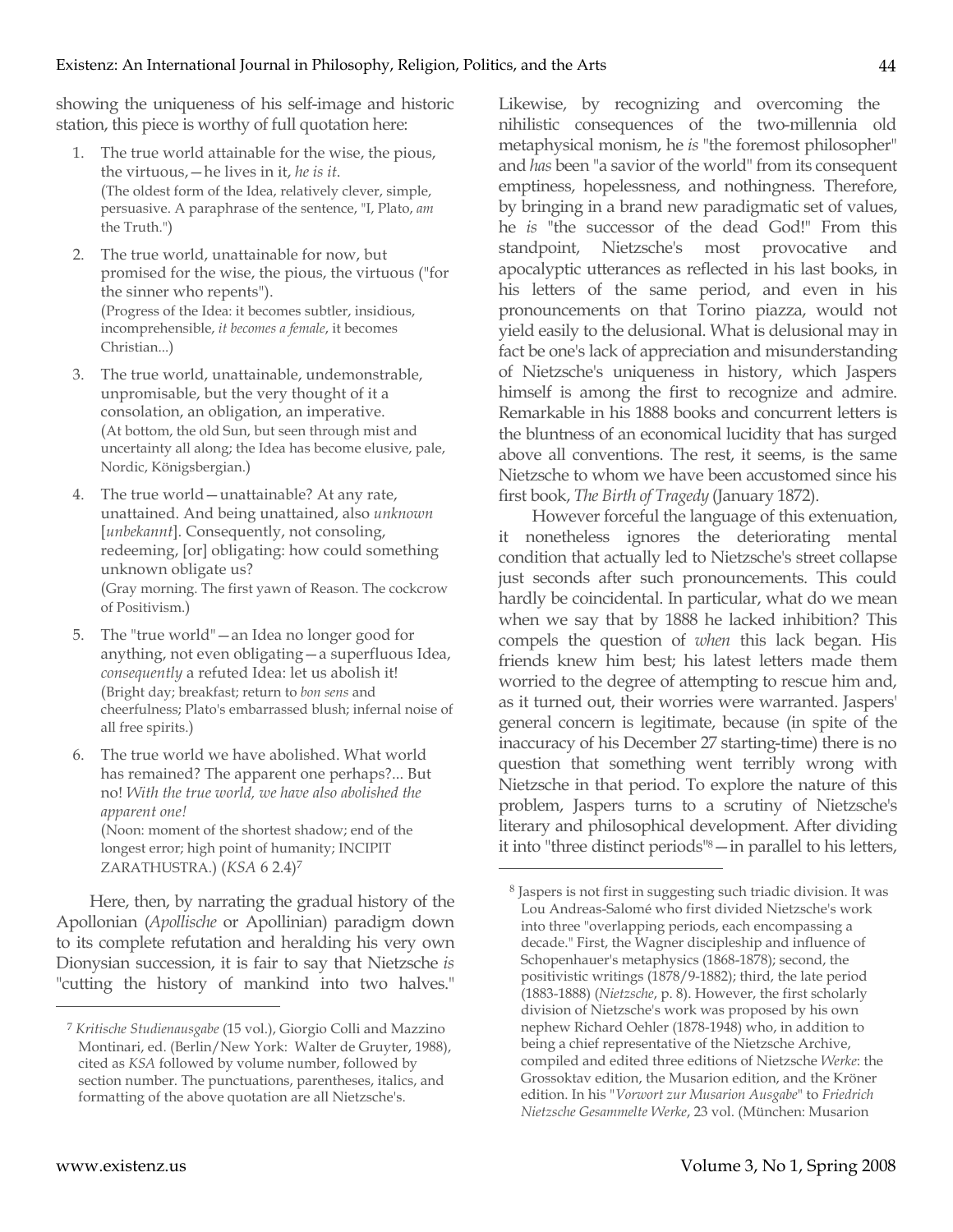showing the uniqueness of his self-image and historic station, this piece is worthy of full quotation here:

1. The true world attainable for the wise, the pious, the virtuous,—he lives in it, *he is it*.
   (The oldest form of the Idea, relatively clever, simple, persuasive. A paraphrase of the sentence, "I, Plato, *am* the Truth.")
2. The true world, unattainable for now, but promised for the wise, the pious, the virtuous ("for the sinner who repents").
   (Progress of the Idea: it becomes subtler, insidious, incomprehensible, *it becomes a female*, it becomes Christian...)
3. The true world, unattainable, undemonstrable, unpromisable, but the very thought of it a consolation, an obligation, an imperative.
   (At bottom, the old Sun, but seen through mist and uncertainty all along; the Idea has become elusive, pale, Nordic, Königsbergian.)
4. The true world—unattainable? At any rate, unattained. And being unattained, also *unknown* [*unbekannt*]. Consequently, not consoling, redeeming, [or] obligating: how could something unknown obligate us?
   (Gray morning. The first yawn of Reason. The cockcrow of Positivism.)
5. The "true world"—an Idea no longer good for anything, not even obligating—a superfluous Idea, *consequently* a refuted Idea: let us abolish it!
   (Bright day; breakfast; return to *bon sens* and cheerfulness; Plato's embarrassed blush; infernal noise of all free spirits.)
6. The true world we have abolished. What world has remained? The apparent one perhaps?... But no! *With the true world, we have also abolished the apparent one!*
   (Noon: moment of the shortest shadow; end of the longest error; high point of humanity; INCIPIT ZARATHUSTRA.) (*KSA* 6 2.4)[7]

Here, then, by narrating the gradual history of the Apollonian (*Apollische* or Apollinian) paradigm down to its complete refutation and heralding his very own Dionysian succession, it is fair to say that Nietzsche *is* "cutting the history of mankind into two halves." Likewise, by recognizing and overcoming the nihilistic consequences of the two-millennia old metaphysical monism, he *is* "the foremost philosopher" and *has* been "a savior of the world" from its consequent emptiness, hopelessness, and nothingness. Therefore, by bringing in a brand new paradigmatic set of values, he *is* "the successor of the dead God!" From this standpoint, Nietzsche's most provocative and apocalyptic utterances as reflected in his last books, in his letters of the same period, and even in his pronouncements on that Torino piazza, would not yield easily to the delusional. What is delusional may in fact be one's lack of appreciation and misunderstanding of Nietzsche's uniqueness in history, which Jaspers himself is among the first to recognize and admire. Remarkable in his 1888 books and concurrent letters is the bluntness of an economical lucidity that has surged above all conventions. The rest, it seems, is the same Nietzsche to whom we have been accustomed since his first book, *The Birth of Tragedy* (January 1872).

However forceful the language of this extenuation, it nonetheless ignores the deteriorating mental condition that actually led to Nietzsche's street collapse just seconds after such pronouncements. This could hardly be coincidental. In particular, what do we mean when we say that by 1888 he lacked inhibition? This compels the question of *when* this lack began. His friends knew him best; his latest letters made them worried to the degree of attempting to rescue him and, as it turned out, their worries were warranted. Jaspers' general concern is legitimate, because (in spite of the inaccuracy of his December 27 starting-time) there is no question that something went terribly wrong with Nietzsche in that period. To explore the nature of this problem, Jaspers turns to a scrutiny of Nietzsche's literary and philosophical development. After dividing it into "three distinct periods"[8]—in parallel to his letters,

---

[7] *Kritische Studienausgabe* (15 vol.), Giorgio Colli and Mazzino Montinari, ed. (Berlin/New York: Walter de Gruyter, 1988), cited as *KSA* followed by volume number, followed by section number. The punctuations, parentheses, italics, and formatting of the above quotation are all Nietzsche's.

[8] Jaspers is not first in suggesting such triadic division. It was Lou Andreas-Salomé who first divided Nietzsche's work into three "overlapping periods, each encompassing a decade." First, the Wagner discipleship and influence of Schopenhauer's metaphysics (1868-1878); second, the positivistic writings (1878/9-1882); third, the late period (1883-1888) (*Nietzsche*, p. 8). However, the first scholarly division of Nietzsche's work was proposed by his own nephew Richard Oehler (1878-1948) who, in addition to being a chief representative of the Nietzsche Archive, compiled and edited three editions of Nietzsche *Werke*: the Grossoktav edition, the Musarion edition, and the Kröner edition. In his "*Vorwort zur Musarion Ausgabe*" to *Friedrich Nietzsche Gesammelte Werke*, 23 vol. (München: Musarion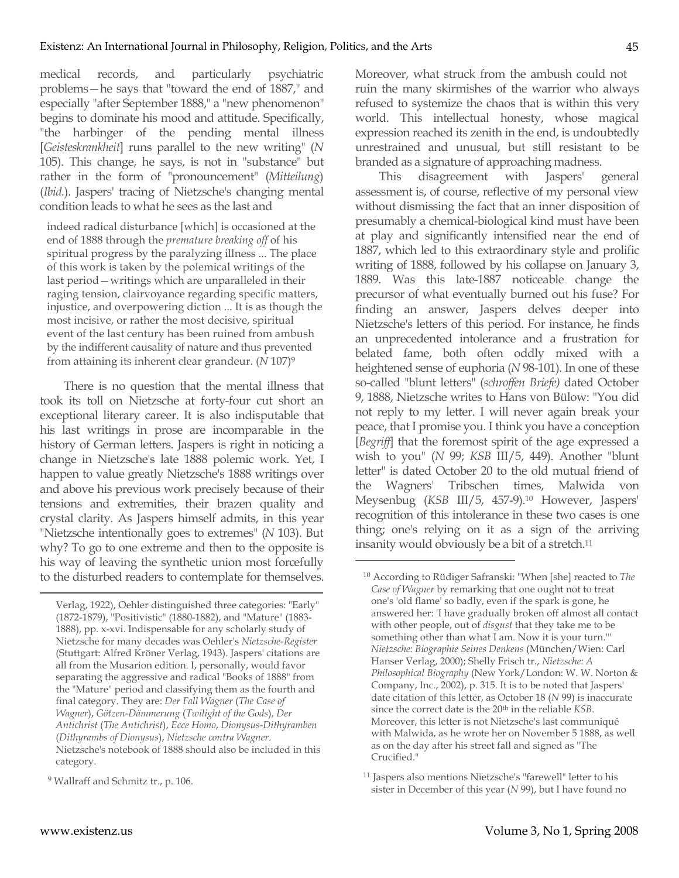medical records, and particularly psychiatric problems—he says that "toward the end of 1887," and especially "after September 1888," a "new phenomenon" begins to dominate his mood and attitude. Specifically, "the harbinger of the pending mental illness [*Geisteskrankheit*] runs parallel to the new writing" (*N* 105). This change, he says, is not in "substance" but rather in the form of "pronouncement" (*Mitteilung*) (*Ibid.*). Jaspers' tracing of Nietzsche's changing mental condition leads to what he sees as the last and

> indeed radical disturbance [which] is occasioned at the end of 1888 through the *premature breaking off* of his spiritual progress by the paralyzing illness ... The place of this work is taken by the polemical writings of the last period—writings which are unparalleled in their raging tension, clairvoyance regarding specific matters, injustice, and overpowering diction ... It is as though the most incisive, or rather the most decisive, spiritual event of the last century has been ruined from ambush by the indifferent causality of nature and thus prevented from attaining its inherent clear grandeur. (*N* 107)[9]

There is no question that the mental illness that took its toll on Nietzsche at forty-four cut short an exceptional literary career. It is also indisputable that his last writings in prose are incomparable in the history of German letters. Jaspers is right in noticing a change in Nietzsche's late 1888 polemic work. Yet, I happen to value greatly Nietzsche's 1888 writings over and above his previous work precisely because of their tensions and extremities, their brazen quality and crystal clarity. As Jaspers himself admits, in this year "Nietzsche intentionally goes to extremes" (*N* 103). But why? To go to one extreme and then to the opposite is his way of leaving the synthetic union most forcefully to the disturbed readers to contemplate for themselves. Moreover, what struck from the ambush could not ruin the many skirmishes of the warrior who always refused to systemize the chaos that is within this very world. This intellectual honesty, whose magical expression reached its zenith in the end, is undoubtedly unrestrained and unusual, but still resistant to be branded as a signature of approaching madness.

This disagreement with Jaspers' general assessment is, of course, reflective of my personal view without dismissing the fact that an inner disposition of presumably a chemical-biological kind must have been at play and significantly intensified near the end of 1887, which led to this extraordinary style and prolific writing of 1888, followed by his collapse on January 3, 1889. Was this late-1887 noticeable change the precursor of what eventually burned out his fuse? For finding an answer, Jaspers delves deeper into Nietzsche's letters of this period. For instance, he finds an unprecedented intolerance and a frustration for belated fame, both often oddly mixed with a heightened sense of euphoria (*N* 98-101). In one of these so-called "blunt letters" (*schroffen Briefe)* dated October 9, 1888, Nietzsche writes to Hans von Bülow: "You did not reply to my letter. I will never again break your peace, that I promise you. I think you have a conception [*Begriff*] that the foremost spirit of the age expressed a wish to you" (*N* 99; *KSB* III/5, 449). Another "blunt letter" is dated October 20 to the old mutual friend of the Wagners' Tribschen times, Malwida von Meysenbug (*KSB* III/5, 457-9).[10] However, Jaspers' recognition of this intolerance in these two cases is one thing; one's relying on it as a sign of the arriving insanity would obviously be a bit of a stretch.[11]

---

Verlag, 1922), Oehler distinguished three categories: "Early" (1872-1879), "Positivistic" (1880-1882), and "Mature" (1883-1888), pp. x-xvi. Indispensable for any scholarly study of Nietzsche for many decades was Oehler's *Nietzsche-Register* (Stuttgart: Alfred Kröner Verlag, 1943). Jaspers' citations are all from the Musarion edition. I, personally, would favor separating the aggressive and radical "Books of 1888" from the "Mature" period and classifying them as the fourth and final category. They are: *Der Fall Wagner* (*The Case of Wagner*), *Götzen-Dämmerung* (*Twilight of the Gods*), *Der Antichrist* (*The Antichrist*), *Ecce Homo*, *Dionysus-Dithyramben* (*Dithyrambs of Dionysus*), *Nietzsche contra Wagner*. Nietzsche's notebook of 1888 should also be included in this category.

[9] Wallraff and Schmitz tr., p. 106.

[10] According to Rüdiger Safranski: "When [she] reacted to *The Case of Wagner* by remarking that one ought not to treat one's 'old flame' so badly, even if the spark is gone, he answered her: 'I have gradually broken off almost all contact with other people, out of *disgust* that they take me to be something other than what I am. Now it is your turn.'" *Nietzsche: Biographie Seines Denkens* (München/Wien: Carl Hanser Verlag, 2000); Shelly Frisch tr., *Nietzsche: A Philosophical Biography* (New York/London: W. W. Norton & Company, Inc., 2002), p. 315. It is to be noted that Jaspers' date citation of this letter, as October 18 (*N* 99) is inaccurate since the correct date is the 20th in the reliable *KSB*. Moreover, this letter is not Nietzsche's last communiqué with Malwida, as he wrote her on November 5 1888, as well as on the day after his street fall and signed as "The Crucified."

[11] Jaspers also mentions Nietzsche's "farewell" letter to his sister in December of this year (*N* 99), but I have found no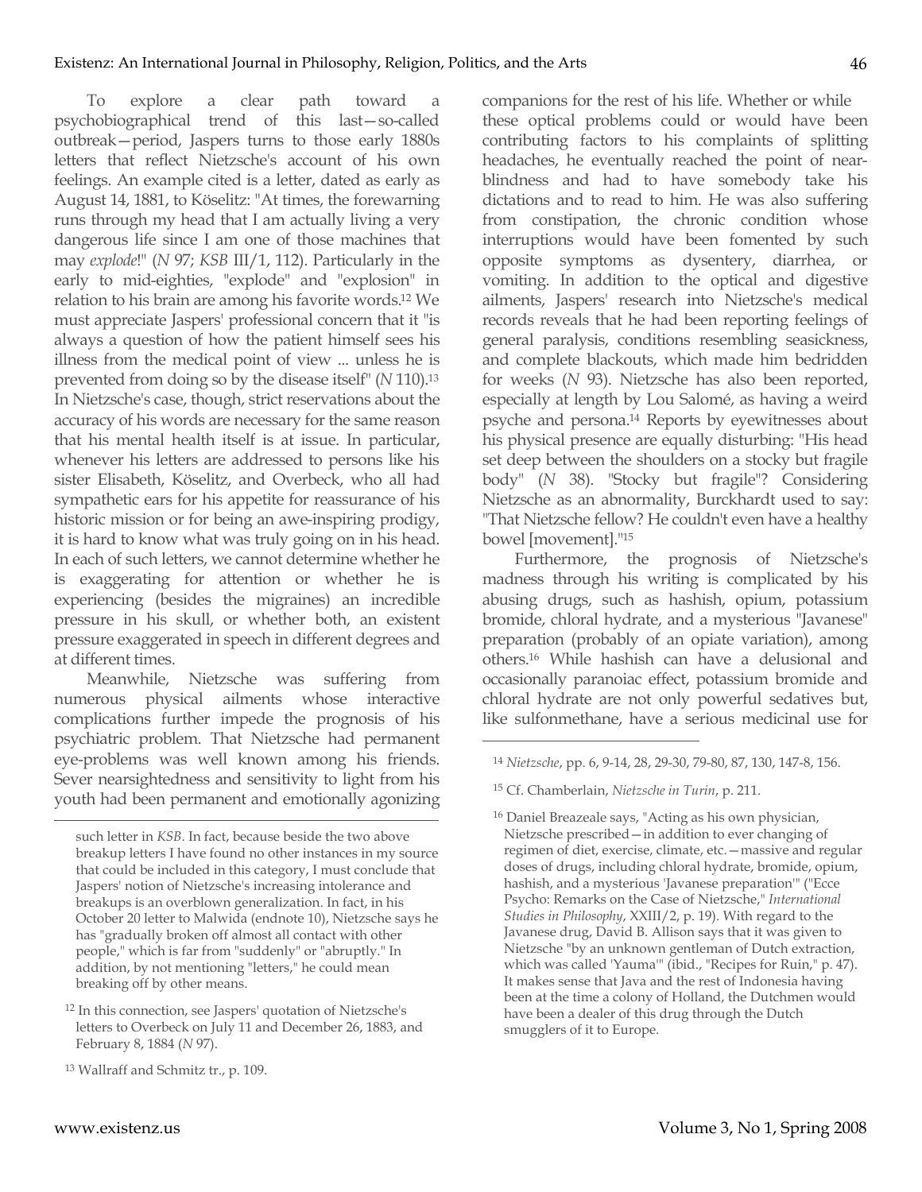To explore a clear path toward a psychobiographical trend of this last—so-called outbreak—period, Jaspers turns to those early 1880s letters that reflect Nietzsche's account of his own feelings. An example cited is a letter, dated as early as August 14, 1881, to Köselitz: "At times, the forewarning runs through my head that I am actually living a very dangerous life since I am one of those machines that may *explode*!" (*N* 97; *KSB* III/1, 112). Particularly in the early to mid-eighties, "explode" and "explosion" in relation to his brain are among his favorite words.[12] We must appreciate Jaspers' professional concern that it "is always a question of how the patient himself sees his illness from the medical point of view ... unless he is prevented from doing so by the disease itself" (*N* 110).[13] In Nietzsche's case, though, strict reservations about the accuracy of his words are necessary for the same reason that his mental health itself is at issue. In particular, whenever his letters are addressed to persons like his sister Elisabeth, Köselitz, and Overbeck, who all had sympathetic ears for his appetite for reassurance of his historic mission or for being an awe-inspiring prodigy, it is hard to know what was truly going on in his head. In each of such letters, we cannot determine whether he is exaggerating for attention or whether he is experiencing (besides the migraines) an incredible pressure in his skull, or whether both, an existent pressure exaggerated in speech in different degrees and at different times.

Meanwhile, Nietzsche was suffering from numerous physical ailments whose interactive complications further impede the prognosis of his psychiatric problem. That Nietzsche had permanent eye-problems was well known among his friends. Sever nearsightedness and sensitivity to light from his youth had been permanent and emotionally agonizing companions for the rest of his life. Whether or while these optical problems could or would have been contributing factors to his complaints of splitting headaches, he eventually reached the point of near-blindness and had to have somebody take his dictations and to read to him. He was also suffering from constipation, the chronic condition whose interruptions would have been fomented by such opposite symptoms as dysentery, diarrhea, or vomiting. In addition to the optical and digestive ailments, Jaspers' research into Nietzsche's medical records reveals that he had been reporting feelings of general paralysis, conditions resembling seasickness, and complete blackouts, which made him bedridden for weeks (*N* 93). Nietzsche has also been reported, especially at length by Lou Salomé, as having a weird psyche and persona.[14] Reports by eyewitnesses about his physical presence are equally disturbing: "His head set deep between the shoulders on a stocky but fragile body" (*N* 38). "Stocky but fragile"? Considering Nietzsche as an abnormality, Burckhardt used to say: "That Nietzsche fellow? He couldn't even have a healthy bowel [movement]."[15]

Furthermore, the prognosis of Nietzsche's madness through his writing is complicated by his abusing drugs, such as hashish, opium, potassium bromide, chloral hydrate, and a mysterious "Javanese" preparation (probably of an opiate variation), among others.[16] While hashish can have a delusional and occasionally paranoiac effect, potassium bromide and chloral hydrate are not only powerful sedatives but, like sulfonmethane, have a serious medicinal use for

---

such letter in *KSB*. In fact, because beside the two above breakup letters I have found no other instances in my source that could be included in this category, I must conclude that Jaspers' notion of Nietzsche's increasing intolerance and breakups is an overblown generalization. In fact, in his October 20 letter to Malwida (endnote 10), Nietzsche says he has "gradually broken off almost all contact with other people," which is far from "suddenly" or "abruptly." In addition, by not mentioning "letters," he could mean breaking off by other means.

[12] In this connection, see Jaspers' quotation of Nietzsche's letters to Overbeck on July 11 and December 26, 1883, and February 8, 1884 (*N* 97).

[13] Wallraff and Schmitz tr., p. 109.

[14] *Nietzsche*, pp. 6, 9-14, 28, 29-30, 79-80, 87, 130, 147-8, 156.

[15] Cf. Chamberlain, *Nietzsche in Turin*, p. 211.

[16] Daniel Breazeale says, "Acting as his own physician, Nietzsche prescribed—in addition to ever changing of regimen of diet, exercise, climate, etc.—massive and regular doses of drugs, including chloral hydrate, bromide, opium, hashish, and a mysterious 'Javanese preparation'" ("Ecce Psycho: Remarks on the Case of Nietzsche," *International Studies in Philosophy*, XXIII/2, p. 19). With regard to the Javanese drug, David B. Allison says that it was given to Nietzsche "by an unknown gentleman of Dutch extraction, which was called 'Yauma'" (ibid., "Recipes for Ruin," p. 47). It makes sense that Java and the rest of Indonesia having been at the time a colony of Holland, the Dutchmen would have been a dealer of this drug through the Dutch smugglers of it to Europe.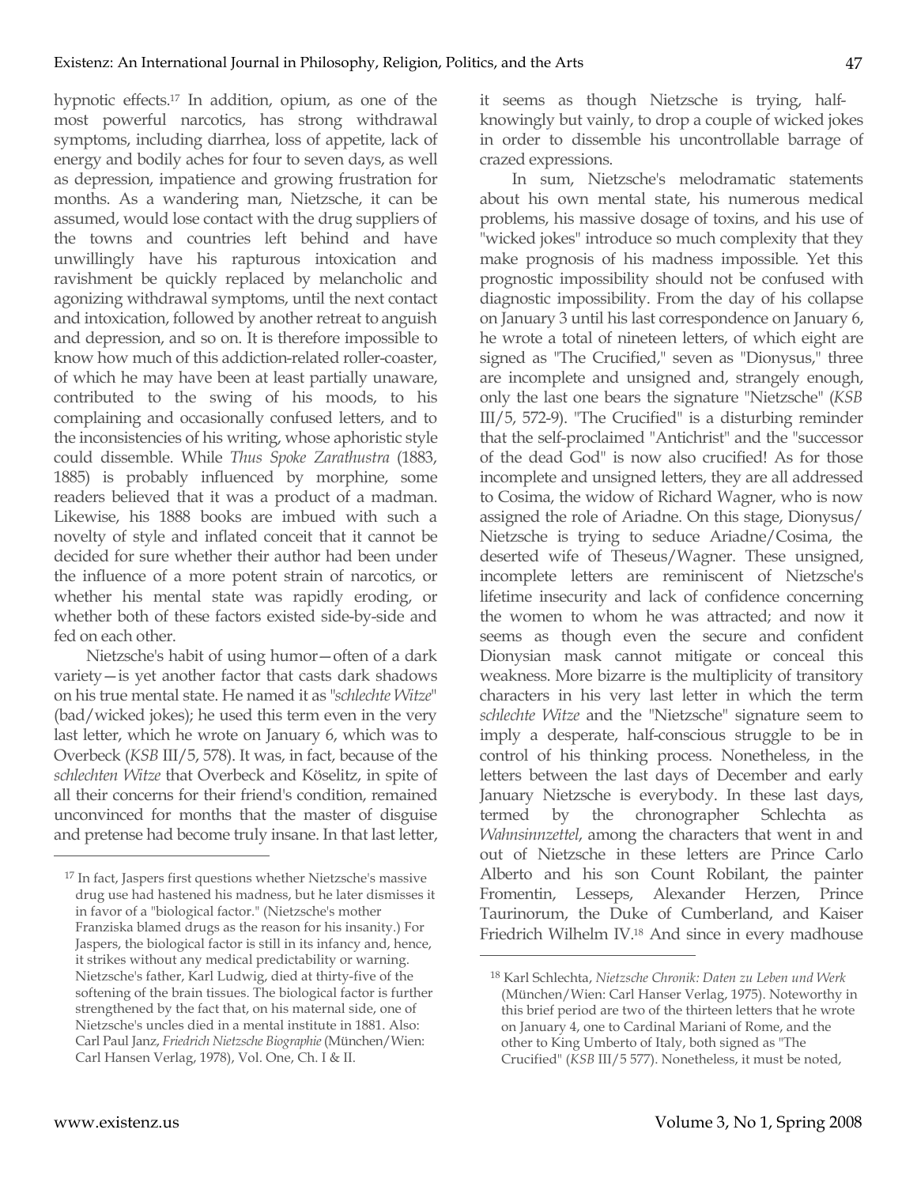hypnotic effects.[17] In addition, opium, as one of the most powerful narcotics, has strong withdrawal symptoms, including diarrhea, loss of appetite, lack of energy and bodily aches for four to seven days, as well as depression, impatience and growing frustration for months. As a wandering man, Nietzsche, it can be assumed, would lose contact with the drug suppliers of the towns and countries left behind and have unwillingly have his rapturous intoxication and ravishment be quickly replaced by melancholic and agonizing withdrawal symptoms, until the next contact and intoxication, followed by another retreat to anguish and depression, and so on. It is therefore impossible to know how much of this addiction-related roller-coaster, of which he may have been at least partially unaware, contributed to the swing of his moods, to his complaining and occasionally confused letters, and to the inconsistencies of his writing, whose aphoristic style could dissemble. While *Thus Spoke Zarathustra* (1883, 1885) is probably influenced by morphine, some readers believed that it was a product of a madman. Likewise, his 1888 books are imbued with such a novelty of style and inflated conceit that it cannot be decided for sure whether their author had been under the influence of a more potent strain of narcotics, or whether his mental state was rapidly eroding, or whether both of these factors existed side-by-side and fed on each other.

Nietzsche's habit of using humor—often of a dark variety—is yet another factor that casts dark shadows on his true mental state. He named it as "*schlechte Witze*" (bad/wicked jokes); he used this term even in the very last letter, which he wrote on January 6, which was to Overbeck (*KSB* III/5, 578). It was, in fact, because of the *schlechten Witze* that Overbeck and Köselitz, in spite of all their concerns for their friend's condition, remained unconvinced for months that the master of disguise and pretense had become truly insane. In that last letter, it seems as though Nietzsche is trying, half-knowingly but vainly, to drop a couple of wicked jokes in order to dissemble his uncontrollable barrage of crazed expressions.

In sum, Nietzsche's melodramatic statements about his own mental state, his numerous medical problems, his massive dosage of toxins, and his use of "wicked jokes" introduce so much complexity that they make prognosis of his madness impossible. Yet this prognostic impossibility should not be confused with diagnostic impossibility. From the day of his collapse on January 3 until his last correspondence on January 6, he wrote a total of nineteen letters, of which eight are signed as "The Crucified," seven as "Dionysus," three are incomplete and unsigned and, strangely enough, only the last one bears the signature "Nietzsche" (*KSB* III/5, 572-9). "The Crucified" is a disturbing reminder that the self-proclaimed "Antichrist" and the "successor of the dead God" is now also crucified! As for those incomplete and unsigned letters, they are all addressed to Cosima, the widow of Richard Wagner, who is now assigned the role of Ariadne. On this stage, Dionysus/Nietzsche is trying to seduce Ariadne/Cosima, the deserted wife of Theseus/Wagner. These unsigned, incomplete letters are reminiscent of Nietzsche's lifetime insecurity and lack of confidence concerning the women to whom he was attracted; and now it seems as though even the secure and confident Dionysian mask cannot mitigate or conceal this weakness. More bizarre is the multiplicity of transitory characters in his very last letter in which the term *schlechte Witze* and the "Nietzsche" signature seem to imply a desperate, half-conscious struggle to be in control of his thinking process. Nonetheless, in the letters between the last days of December and early January Nietzsche is everybody. In these last days, termed by the chronographer Schlechta as *Wahnsinnzettel*, among the characters that went in and out of Nietzsche in these letters are Prince Carlo Alberto and his son Count Robilant, the painter Fromentin, Lesseps, Alexander Herzen, Prince Taurinorum, the Duke of Cumberland, and Kaiser Friedrich Wilhelm IV.[18] And since in every madhouse

---

[17] In fact, Jaspers first questions whether Nietzsche's massive drug use had hastened his madness, but he later dismisses it in favor of a "biological factor." (Nietzsche's mother Franziska blamed drugs as the reason for his insanity.) For Jaspers, the biological factor is still in its infancy and, hence, it strikes without any medical predictability or warning. Nietzsche's father, Karl Ludwig, died at thirty-five of the softening of the brain tissues. The biological factor is further strengthened by the fact that, on his maternal side, one of Nietzsche's uncles died in a mental institute in 1881. Also: Carl Paul Janz, *Friedrich Nietzsche Biographie* (München/Wien: Carl Hansen Verlag, 1978), Vol. One, Ch. I & II.

[18] Karl Schlechta, *Nietzsche Chronik: Daten zu Leben und Werk* (München/Wien: Carl Hanser Verlag, 1975). Noteworthy in this brief period are two of the thirteen letters that he wrote on January 4, one to Cardinal Mariani of Rome, and the other to King Umberto of Italy, both signed as "The Crucified" (*KSB* III/5 577). Nonetheless, it must be noted,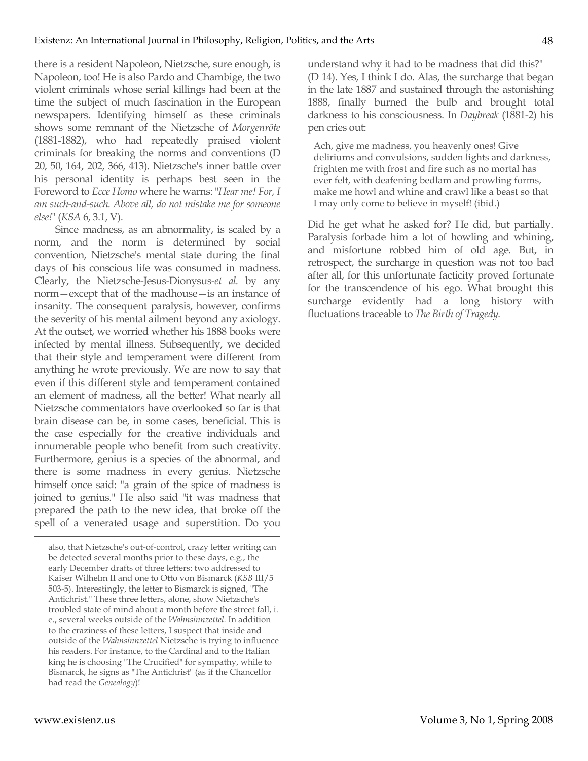there is a resident Napoleon, Nietzsche, sure enough, is Napoleon, too! He is also Pardo and Chambige, the two violent criminals whose serial killings had been at the time the subject of much fascination in the European newspapers. Identifying himself as these criminals shows some remnant of the Nietzsche of *Morgenröte* (1881-1882), who had repeatedly praised violent criminals for breaking the norms and conventions (D 20, 50, 164, 202, 366, 413). Nietzsche's inner battle over his personal identity is perhaps best seen in the Foreword to *Ecce Homo* where he warns: "*Hear me! For, I am such-and-such. Above all, do not mistake me for someone else!*" (*KSA* 6, 3.1, V).

Since madness, as an abnormality, is scaled by a norm, and the norm is determined by social convention, Nietzsche's mental state during the final days of his conscious life was consumed in madness. Clearly, the Nietzsche-Jesus-Dionysus-*et al.* by any norm—except that of the madhouse—is an instance of insanity. The consequent paralysis, however, confirms the severity of his mental ailment beyond any axiology. At the outset, we worried whether his 1888 books were infected by mental illness. Subsequently, we decided that their style and temperament were different from anything he wrote previously. We are now to say that even if this different style and temperament contained an element of madness, all the better! What nearly all Nietzsche commentators have overlooked so far is that brain disease can be, in some cases, beneficial. This is the case especially for the creative individuals and innumerable people who benefit from such creativity. Furthermore, genius is a species of the abnormal, and there is some madness in every genius. Nietzsche himself once said: "a grain of the spice of madness is joined to genius." He also said "it was madness that prepared the path to the new idea, that broke off the spell of a venerated usage and superstition. Do you understand why it had to be madness that did this?" (D 14). Yes, I think I do. Alas, the surcharge that began in the late 1887 and sustained through the astonishing 1888, finally burned the bulb and brought total darkness to his consciousness. In *Daybreak* (1881-2) his pen cries out:

> Ach, give me madness, you heavenly ones! Give deliriums and convulsions, sudden lights and darkness, frighten me with frost and fire such as no mortal has ever felt, with deafening bedlam and prowling forms, make me howl and whine and crawl like a beast so that I may only come to believe in myself! (ibid.)

Did he get what he asked for? He did, but partially. Paralysis forbade him a lot of howling and whining, and misfortune robbed him of old age. But, in retrospect, the surcharge in question was not too bad after all, for this unfortunate facticity proved fortunate for the transcendence of his ego. What brought this surcharge evidently had a long history with fluctuations traceable to *The Birth of Tragedy*.

---

also, that Nietzsche's out-of-control, crazy letter writing can be detected several months prior to these days, e.g., the early December drafts of three letters: two addressed to Kaiser Wilhelm II and one to Otto von Bismarck (*KSB* III/5 503-5). Interestingly, the letter to Bismarck is signed, "The Antichrist." These three letters, alone, show Nietzsche's troubled state of mind about a month before the street fall, i. e., several weeks outside of the *Wahnsinnzettel.* In addition to the craziness of these letters, I suspect that inside and outside of the *Wahnsinnzettel* Nietzsche is trying to influence his readers. For instance, to the Cardinal and to the Italian king he is choosing "The Crucified" for sympathy, while to Bismarck, he signs as "The Antichrist" (as if the Chancellor had read the *Genealogy*)!